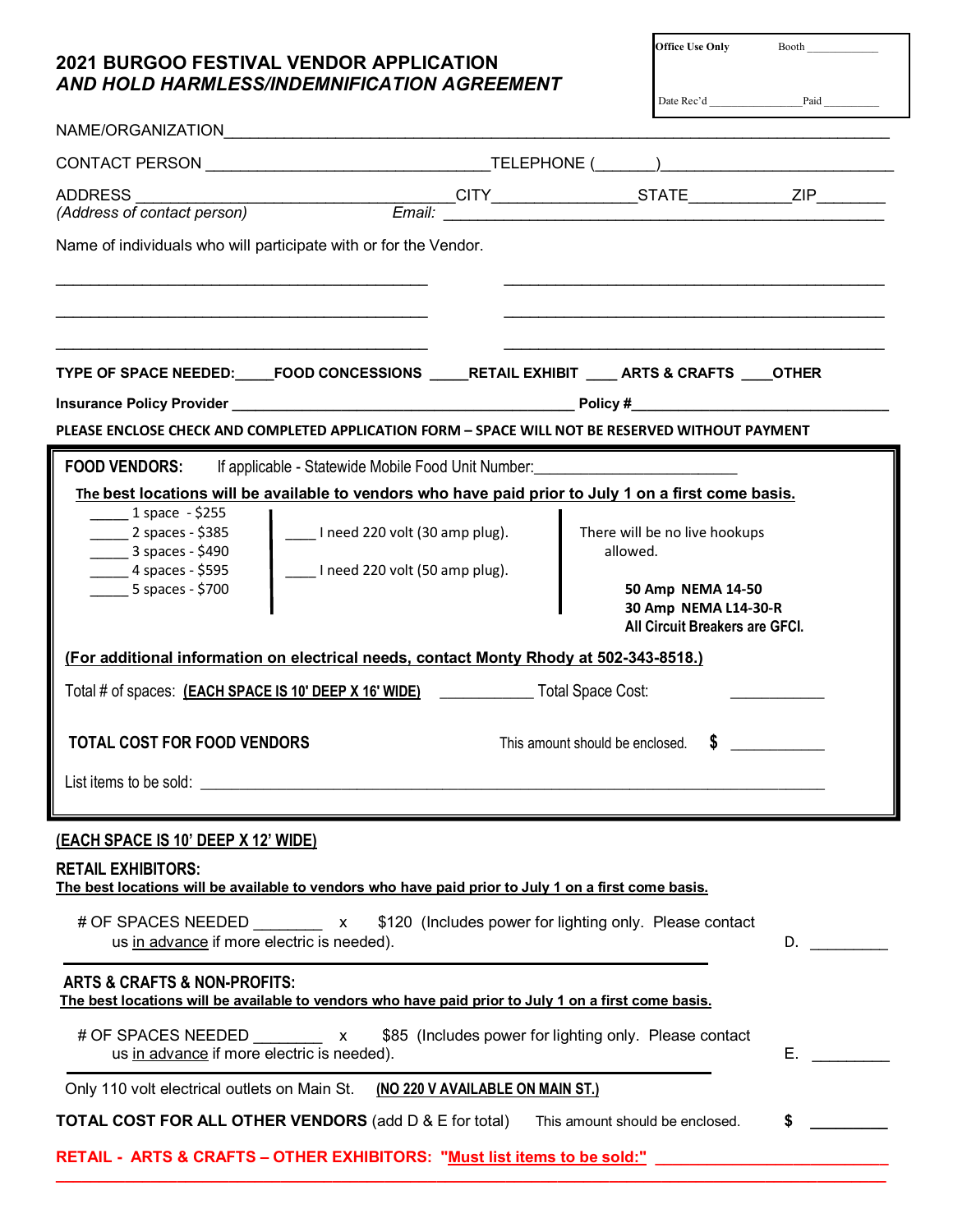# 2021 BURGOO FESTIVAL VENDOR APPLICATION
## *AND HOLD HARMLESS/INDEMNIFICATION AGREEMENT*

| Office Use Only | Booth ____________ |
|---|---|
| Date Rec'd _______________ | Paid __________ |

NAME/ORGANIZATION_______________________________________________________________________

CONTACT PERSON ______________________________TELEPHONE (_______)________________________

ADDRESS ___________________________________CITY________________STATE___________ZIP________
*(Address of contact person)* *Email:* ______________________________________________________

Name of individuals who will participate with or for the Vendor.

___________________________________________ ___________________________________________

___________________________________________ ___________________________________________

___________________________________________ ___________________________________________

**TYPE OF SPACE NEEDED:_____FOOD CONCESSIONS _____RETAIL EXHIBIT ____ ARTS & CRAFTS ____OTHER**

**Insurance Policy Provider ________________________________________ Policy #______________________________**

**PLEASE ENCLOSE CHECK AND COMPLETED APPLICATION FORM – SPACE WILL NOT BE RESERVED WITHOUT PAYMENT**

---

**FOOD VENDORS:** If applicable - Statewide Mobile Food Unit Number:_______________________

**The best locations will be available to vendors who have paid prior to July 1 on a first come basis.**

_____ 1 space - $255
_____ 2 spaces - $385
_____ 3 spaces - $490
_____ 4 spaces - $595
_____ 5 spaces - $700

____ I need 220 volt (30 amp plug).

____ I need 220 volt (50 amp plug).

There will be no live hookups allowed.

**50 Amp NEMA 14-50**
**30 Amp NEMA L14-30-R**
**All Circuit Breakers are GFCI.**

**(For additional information on electrical needs, contact Monty Rhody at 502-343-8518.)**

Total # of spaces: **(EACH SPACE IS 10' DEEP X 16' WIDE)** ___________ Total Space Cost: ___________

**TOTAL COST FOR FOOD VENDORS** This amount should be enclosed. **$** ___________

List items to be sold: ______________________________________________________________________

---

**(EACH SPACE IS 10' DEEP X 12' WIDE)**

**RETAIL EXHIBITORS:**
**The best locations will be available to vendors who have paid prior to July 1 on a first come basis.**

# OF SPACES NEEDED ________ x $120 (Includes power for lighting only. Please contact us in advance if more electric is needed). D. _________

**ARTS & CRAFTS & NON-PROFITS:**
**The best locations will be available to vendors who have paid prior to July 1 on a first come basis.**

# OF SPACES NEEDED ________ x $85 (Includes power for lighting only. Please contact us in advance if more electric is needed). E. _________

Only 110 volt electrical outlets on Main St. **(NO 220 V AVAILABLE ON MAIN ST.)**

**TOTAL COST FOR ALL OTHER VENDORS** (add D & E for total) This amount should be enclosed. **$** _________

**RETAIL - ARTS & CRAFTS – OTHER EXHIBITORS: "Must list items to be sold:"** ___________________________

_____________________________________________________________________________________________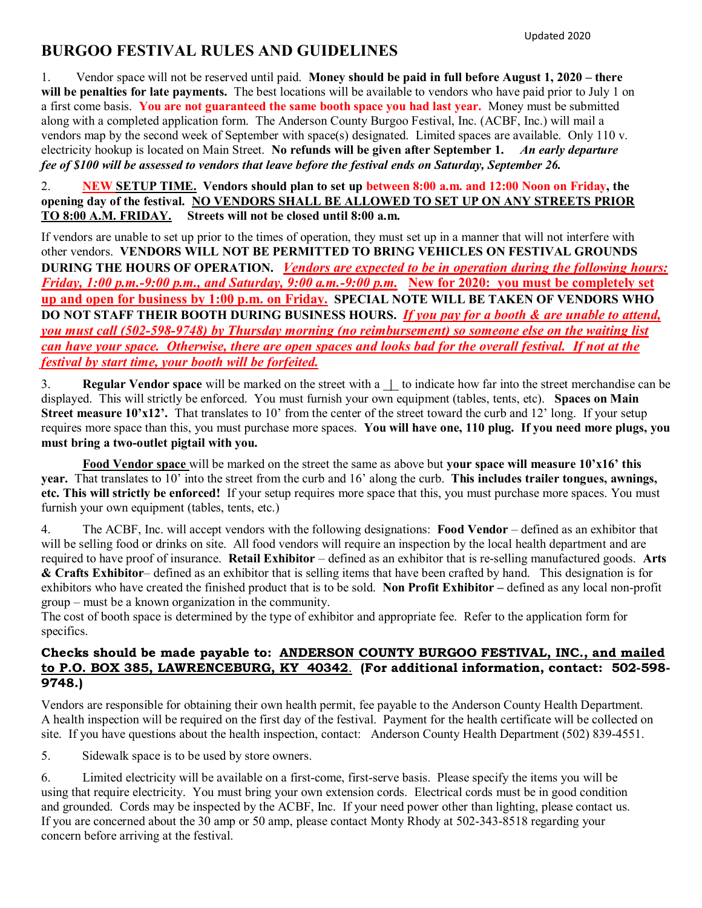Updated 2020

# BURGOO FESTIVAL RULES AND GUIDELINES

1. Vendor space will not be reserved until paid. **Money should be paid in full before August 1, 2020 – there will be penalties for late payments.** The best locations will be available to vendors who have paid prior to July 1 on a first come basis. **You are not guaranteed the same booth space you had last year.** Money must be submitted along with a completed application form. The Anderson County Burgoo Festival, Inc. (ACBF, Inc.) will mail a vendors map by the second week of September with space(s) designated. Limited spaces are available. Only 110 v. electricity hookup is located on Main Street. **No refunds will be given after September 1.** ***An early departure fee of $100 will be assessed to vendors that leave before the festival ends on Saturday, September 26.***

2. **NEW SETUP TIME. Vendors should plan to set up between 8:00 a.m. and 12:00 Noon on Friday, the opening day of the festival. NO VENDORS SHALL BE ALLOWED TO SET UP ON ANY STREETS PRIOR TO 8:00 A.M. FRIDAY. Streets will not be closed until 8:00 a.m.**

If vendors are unable to set up prior to the times of operation, they must set up in a manner that will not interfere with other vendors. **VENDORS WILL NOT BE PERMITTED TO BRING VEHICLES ON FESTIVAL GROUNDS DURING THE HOURS OF OPERATION.** ***Vendors are expected to be in operation during the following hours: Friday, 1:00 p.m.-9:00 p.m., and Saturday, 9:00 a.m.-9:00 p.m.*** **New for 2020: you must be completely set up and open for business by 1:00 p.m. on Friday. SPECIAL NOTE WILL BE TAKEN OF VENDORS WHO DO NOT STAFF THEIR BOOTH DURING BUSINESS HOURS.** ***If you pay for a booth & are unable to attend, you must call (502-598-9748) by Thursday morning (no reimbursement) so someone else on the waiting list can have your space. Otherwise, there are open spaces and looks bad for the overall festival. If not at the festival by start time, your booth will be forfeited.***

3. **Regular Vendor space** will be marked on the street with a _|_ to indicate how far into the street merchandise can be displayed. This will strictly be enforced. You must furnish your own equipment (tables, tents, etc). **Spaces on Main Street measure 10'x12'.** That translates to 10' from the center of the street toward the curb and 12' long. If your setup requires more space than this, you must purchase more spaces. **You will have one, 110 plug. If you need more plugs, you must bring a two-outlet pigtail with you.**

**Food Vendor space** will be marked on the street the same as above but **your space will measure 10'x16' this year.** That translates to 10' into the street from the curb and 16' along the curb. **This includes trailer tongues, awnings, etc. This will strictly be enforced!** If your setup requires more space that this, you must purchase more spaces. You must furnish your own equipment (tables, tents, etc.)

4. The ACBF, Inc. will accept vendors with the following designations: **Food Vendor** – defined as an exhibitor that will be selling food or drinks on site. All food vendors will require an inspection by the local health department and are required to have proof of insurance. **Retail Exhibitor** – defined as an exhibitor that is re-selling manufactured goods. **Arts & Crafts Exhibitor**– defined as an exhibitor that is selling items that have been crafted by hand. This designation is for exhibitors who have created the finished product that is to be sold. **Non Profit Exhibitor –** defined as any local non-profit group – must be a known organization in the community.
The cost of booth space is determined by the type of exhibitor and appropriate fee. Refer to the application form for specifics.

**Checks should be made payable to: ANDERSON COUNTY BURGOO FESTIVAL, INC., and mailed to P.O. BOX 385, LAWRENCEBURG, KY 40342. (For additional information, contact: 502-598-9748.)**

Vendors are responsible for obtaining their own health permit, fee payable to the Anderson County Health Department. A health inspection will be required on the first day of the festival. Payment for the health certificate will be collected on site. If you have questions about the health inspection, contact: Anderson County Health Department (502) 839-4551.

5. Sidewalk space is to be used by store owners.

6. Limited electricity will be available on a first-come, first-serve basis. Please specify the items you will be using that require electricity. You must bring your own extension cords. Electrical cords must be in good condition and grounded. Cords may be inspected by the ACBF, Inc. If your need power other than lighting, please contact us. If you are concerned about the 30 amp or 50 amp, please contact Monty Rhody at 502-343-8518 regarding your concern before arriving at the festival.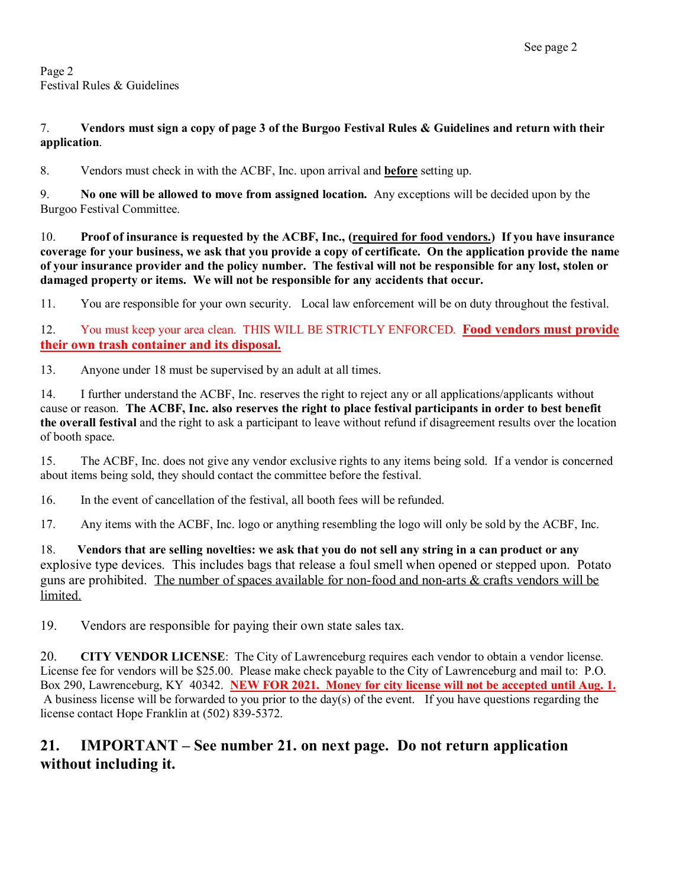See page 2

Page 2
Festival Rules & Guidelines

7. **Vendors must sign a copy of page 3 of the Burgoo Festival Rules & Guidelines and return with their application**.

8. Vendors must check in with the ACBF, Inc. upon arrival and **before** setting up.

9. **No one will be allowed to move from assigned location.** Any exceptions will be decided upon by the Burgoo Festival Committee.

10. **Proof of insurance is requested by the ACBF, Inc., (required for food vendors.) If you have insurance coverage for your business, we ask that you provide a copy of certificate. On the application provide the name of your insurance provider and the policy number. The festival will not be responsible for any lost, stolen or damaged property or items. We will not be responsible for any accidents that occur.**

11. You are responsible for your own security. Local law enforcement will be on duty throughout the festival.

12. You must keep your area clean. THIS WILL BE STRICTLY ENFORCED. **Food vendors must provide their own trash container and its disposal.**

13. Anyone under 18 must be supervised by an adult at all times.

14. I further understand the ACBF, Inc. reserves the right to reject any or all applications/applicants without cause or reason. **The ACBF, Inc. also reserves the right to place festival participants in order to best benefit the overall festival** and the right to ask a participant to leave without refund if disagreement results over the location of booth space.

15. The ACBF, Inc. does not give any vendor exclusive rights to any items being sold. If a vendor is concerned about items being sold, they should contact the committee before the festival.

16. In the event of cancellation of the festival, all booth fees will be refunded.

17. Any items with the ACBF, Inc. logo or anything resembling the logo will only be sold by the ACBF, Inc.

18. **Vendors that are selling novelties: we ask that you do not sell any string in a can product or any** explosive type devices. This includes bags that release a foul smell when opened or stepped upon. Potato guns are prohibited. The number of spaces available for non-food and non-arts & crafts vendors will be limited.

19. Vendors are responsible for paying their own state sales tax.

20. **CITY VENDOR LICENSE**: The City of Lawrenceburg requires each vendor to obtain a vendor license. License fee for vendors will be $25.00. Please make check payable to the City of Lawrenceburg and mail to: P.O. Box 290, Lawrenceburg, KY 40342. **NEW FOR 2021. Money for city license will not be accepted until Aug. 1.** A business license will be forwarded to you prior to the day(s) of the event. If you have questions regarding the license contact Hope Franklin at (502) 839-5372.

## 21. IMPORTANT – See number 21. on next page. Do not return application without including it.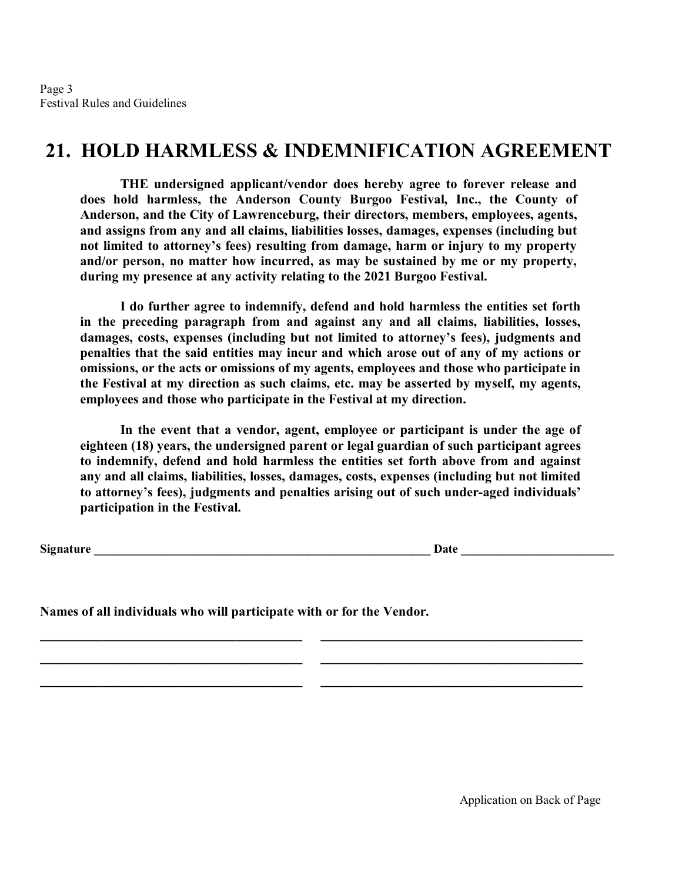## 21. HOLD HARMLESS & INDEMNIFICATION AGREEMENT

**THE undersigned applicant/vendor does hereby agree to forever release and does hold harmless, the Anderson County Burgoo Festival, Inc., the County of Anderson, and the City of Lawrenceburg, their directors, members, employees, agents, and assigns from any and all claims, liabilities losses, damages, expenses (including but not limited to attorney's fees) resulting from damage, harm or injury to my property and/or person, no matter how incurred, as may be sustained by me or my property, during my presence at any activity relating to the 2021 Burgoo Festival.**

**I do further agree to indemnify, defend and hold harmless the entities set forth in the preceding paragraph from and against any and all claims, liabilities, losses, damages, costs, expenses (including but not limited to attorney's fees), judgments and penalties that the said entities may incur and which arose out of any of my actions or omissions, or the acts or omissions of my agents, employees and those who participate in the Festival at my direction as such claims, etc. may be asserted by myself, my agents, employees and those who participate in the Festival at my direction.**

**In the event that a vendor, agent, employee or participant is under the age of eighteen (18) years, the undersigned parent or legal guardian of such participant agrees to indemnify, defend and hold harmless the entities set forth above from and against any and all claims, liabilities, losses, damages, costs, expenses (including but not limited to attorney's fees), judgments and penalties arising out of such under-aged individuals' participation in the Festival.**

**Signature** ______________________________________________ **Date** ____________________

**Names of all individuals who will participate with or for the Vendor.**

________________________________ ________________________________

________________________________ ________________________________

________________________________ ________________________________

Application on Back of Page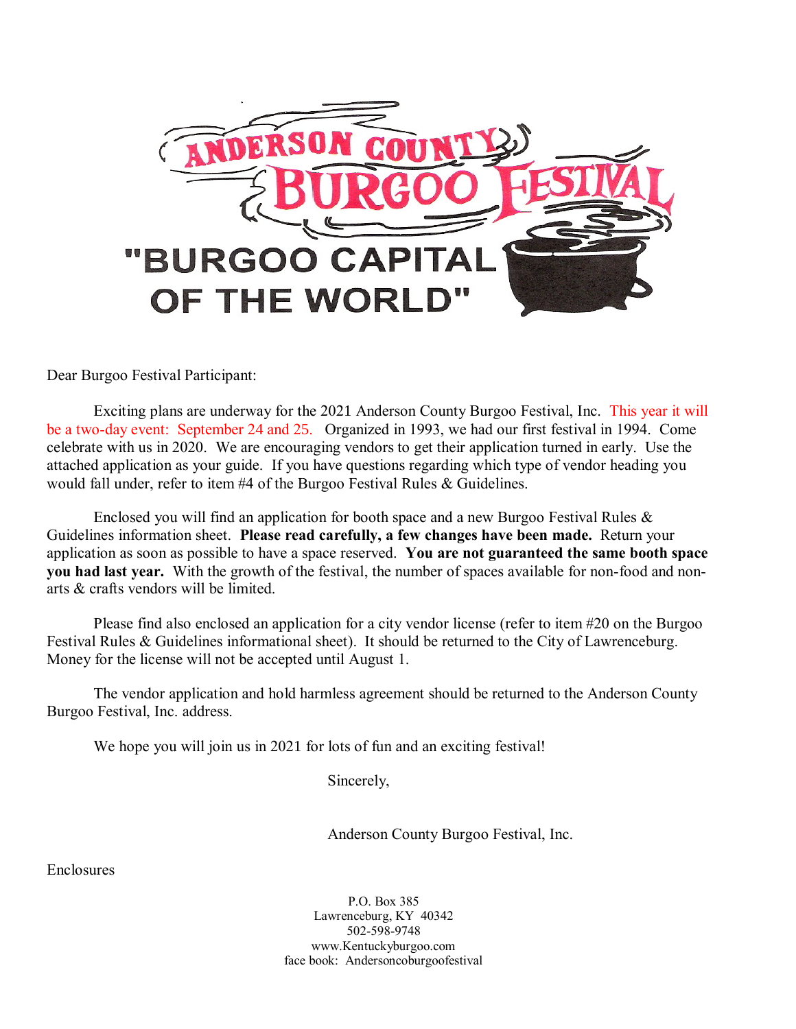# ANDERSON COUNTY BURGOO FESTIVAL

## "BURGOO CAPITAL OF THE WORLD"

Dear Burgoo Festival Participant:

Exciting plans are underway for the 2021 Anderson County Burgoo Festival, Inc. This year it will be a two-day event: September 24 and 25. Organized in 1993, we had our first festival in 1994. Come celebrate with us in 2020. We are encouraging vendors to get their application turned in early. Use the attached application as your guide. If you have questions regarding which type of vendor heading you would fall under, refer to item #4 of the Burgoo Festival Rules & Guidelines.

Enclosed you will find an application for booth space and a new Burgoo Festival Rules & Guidelines information sheet. **Please read carefully, a few changes have been made.** Return your application as soon as possible to have a space reserved. **You are not guaranteed the same booth space you had last year.** With the growth of the festival, the number of spaces available for non-food and non-arts & crafts vendors will be limited.

Please find also enclosed an application for a city vendor license (refer to item #20 on the Burgoo Festival Rules & Guidelines informational sheet). It should be returned to the City of Lawrenceburg. Money for the license will not be accepted until August 1.

The vendor application and hold harmless agreement should be returned to the Anderson County Burgoo Festival, Inc. address.

We hope you will join us in 2021 for lots of fun and an exciting festival!

Sincerely,

Anderson County Burgoo Festival, Inc.

Enclosures

P.O. Box 385
Lawrenceburg, KY 40342
502-598-9748
www.Kentuckyburgoo.com
face book: Andersoncoburgoofestival